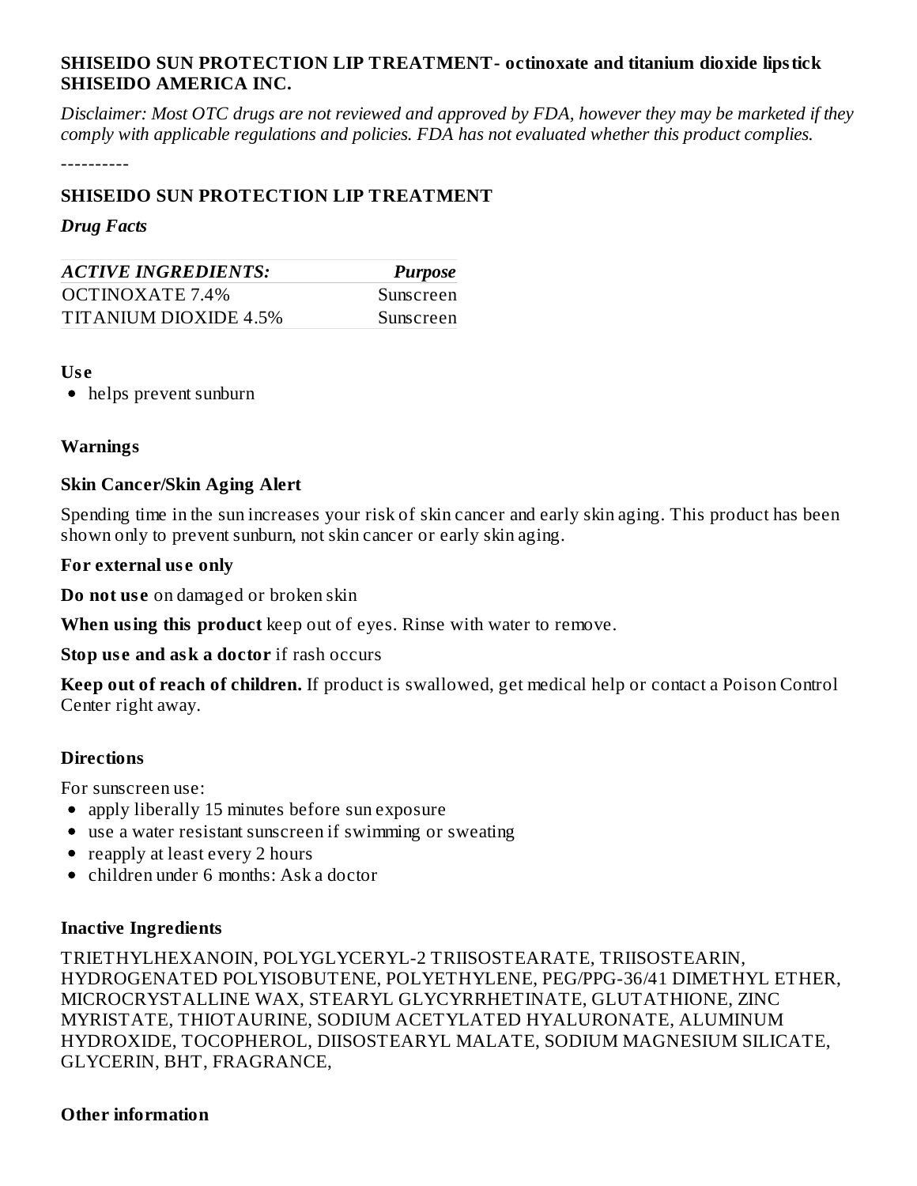**SHISEIDO SUN PROTECTION LIP TREATMENT- octinoxate and titanium dioxide lipstick**
**SHISEIDO AMERICA INC.**

*Disclaimer: Most OTC drugs are not reviewed and approved by FDA, however they may be marketed if they comply with applicable regulations and policies. FDA has not evaluated whether this product complies.*

----------

## SHISEIDO SUN PROTECTION LIP TREATMENT

***Drug Facts***

| *ACTIVE INGREDIENTS:* | *Purpose* |
|---|---|
| OCTINOXATE 7.4% | Sunscreen |
| TITANIUM DIOXIDE 4.5% | Sunscreen |

### Use

- helps prevent sunburn

### Warnings

**Skin Cancer/Skin Aging Alert**

Spending time in the sun increases your risk of skin cancer and early skin aging. This product has been shown only to prevent sunburn, not skin cancer or early skin aging.

**For external use only**

**Do not use** on damaged or broken skin

**When using this product** keep out of eyes. Rinse with water to remove.

**Stop use and ask a doctor** if rash occurs

**Keep out of reach of children.** If product is swallowed, get medical help or contact a Poison Control Center right away.

### Directions

For sunscreen use:

- apply liberally 15 minutes before sun exposure
- use a water resistant sunscreen if swimming or sweating
- reapply at least every 2 hours
- children under 6 months: Ask a doctor

### Inactive Ingredients

TRIETHYLHEXANOIN, POLYGLYCERYL-2 TRIISOSTEARATE, TRIISOSTEARIN, HYDROGENATED POLYISOBUTENE, POLYETHYLENE, PEG/PPG-36/41 DIMETHYL ETHER, MICROCRYSTALLINE WAX, STEARYL GLYCYRRHETINATE, GLUTATHIONE, ZINC MYRISTATE, THIOTAURINE, SODIUM ACETYLATED HYALURONATE, ALUMINUM HYDROXIDE, TOCOPHEROL, DIISOSTEARYL MALATE, SODIUM MAGNESIUM SILICATE, GLYCERIN, BHT, FRAGRANCE,

### Other information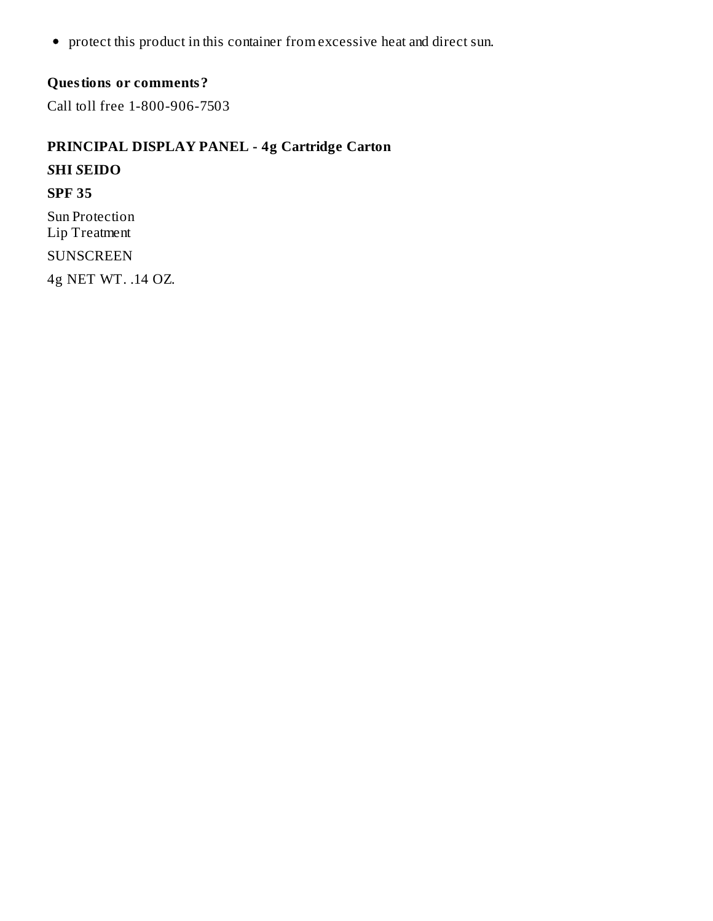- protect this product in this container from excessive heat and direct sun.

**Questions or comments?**

Call toll free 1-800-906-7503

**PRINCIPAL DISPLAY PANEL - 4g Cartridge Carton**

***S*HI *S*EIDO**

**SPF 35**

Sun Protection
Lip Treatment

SUNSCREEN

4g NET WT. .14 OZ.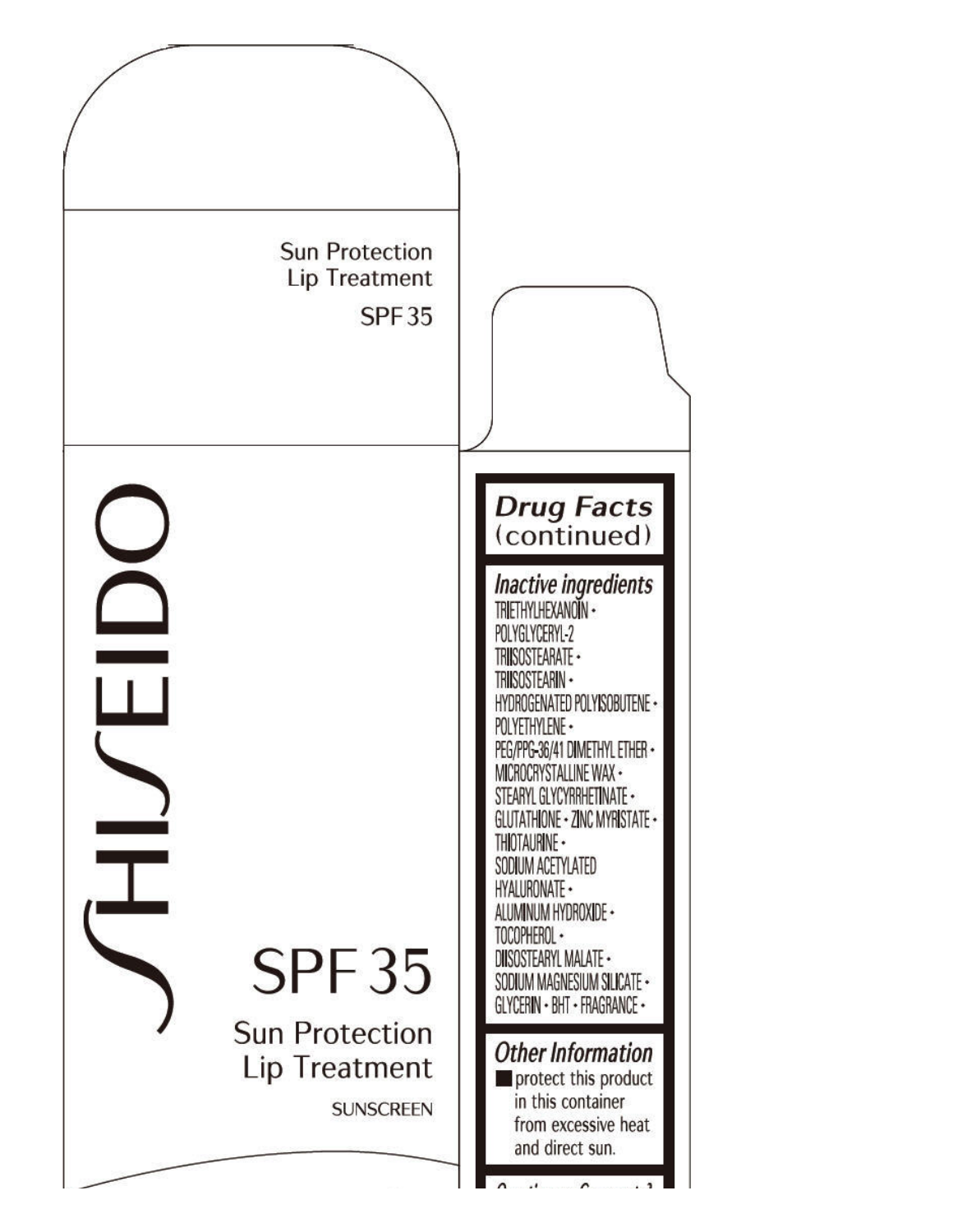Sun Protection
Lip Treatment

SPF 35

SHISEIDO

SPF 35

Sun Protection
Lip Treatment

SUNSCREEN

## Drug Facts (continued)

### Inactive ingredients

TRIETHYLHEXANOIN • POLYGLYCERYL-2 TRIISOSTEARATE • TRIISOSTEARIN • HYDROGENATED POLYISOBUTENE • POLYETHYLENE • PEG/PPG-36/41 DIMETHYL ETHER • MICROCRYSTALLINE WAX • STEARYL GLYCYRRHETINATE • GLUTATHIONE • ZINC MYRISTATE • THIOTAURINE • SODIUM ACETYLATED HYALURONATE • ALUMINUM HYDROXIDE • TOCOPHEROL • DIISOSTEARYL MALATE • SODIUM MAGNESIUM SILICATE • GLYCERIN • BHT • FRAGRANCE •

### Other Information

- protect this product in this container from excessive heat and direct sun.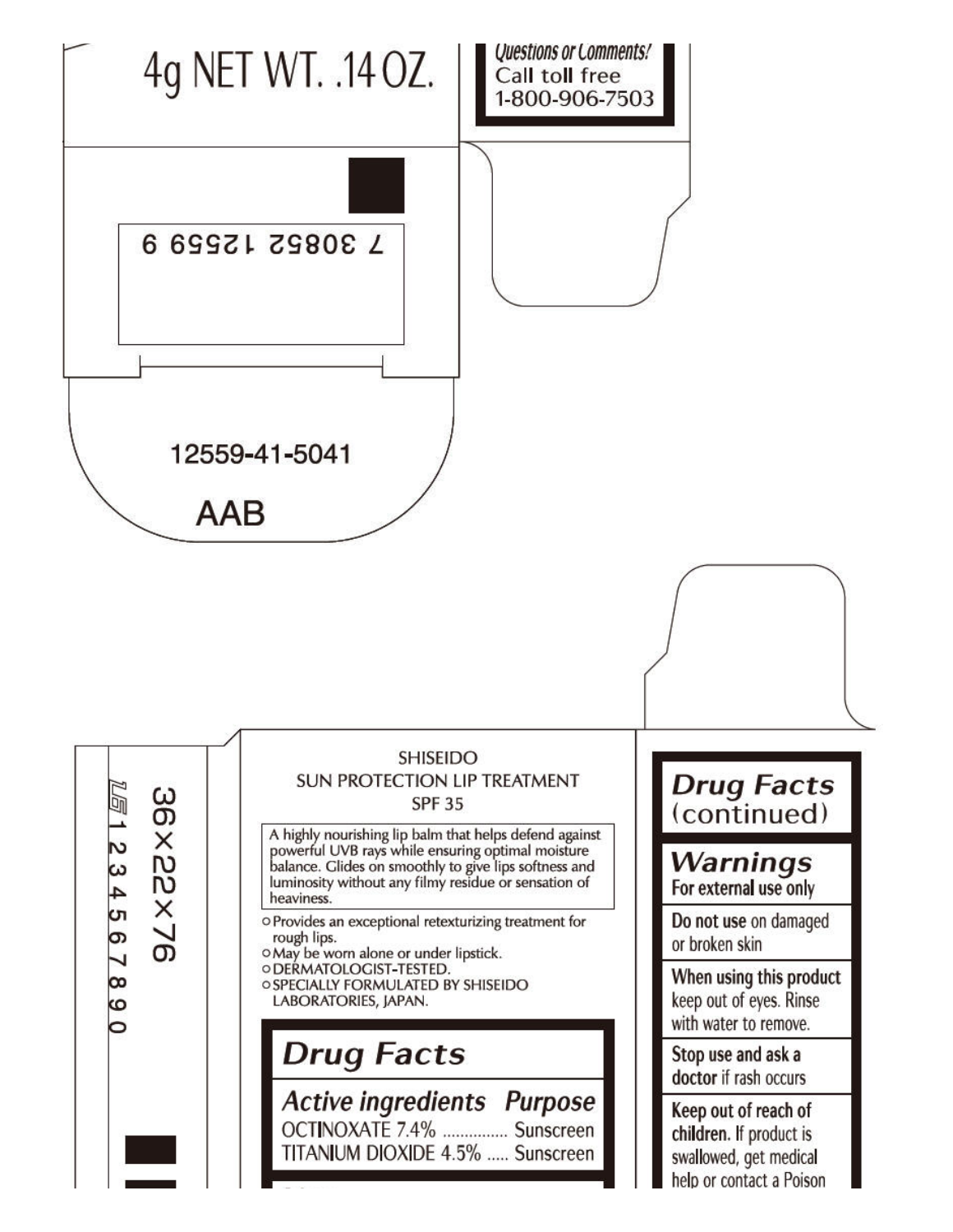4g NET WT. .14 OZ.

Questions or Comments?
Call toll free
1-800-906-7503

7 30852 12559 9

12559-41-5041

AAB

36×22×76

1 2 3 4 5 6 7 8 9 0

SHISEIDO
SUN PROTECTION LIP TREATMENT
SPF 35

A highly nourishing lip balm that helps defend against powerful UVB rays while ensuring optimal moisture balance. Glides on smoothly to give lips softness and luminosity without any filmy residue or sensation of heaviness.

- Provides an exceptional retexturizing treatment for rough lips.
- May be worn alone or under lipstick.
- DERMATOLOGIST-TESTED.
- SPECIALLY FORMULATED BY SHISEIDO LABORATORIES, JAPAN.

## Drug Facts

| Active ingredients | Purpose |
| --- | --- |
| OCTINOXATE 7.4% | Sunscreen |
| TITANIUM DIOXIDE 4.5% | Sunscreen |

## Drug Facts (continued)

### Warnings

For external use only

**Do not use** on damaged or broken skin

**When using this product** keep out of eyes. Rinse with water to remove.

**Stop use and ask a doctor** if rash occurs

**Keep out of reach of children.** If product is swallowed, get medical help or contact a Poison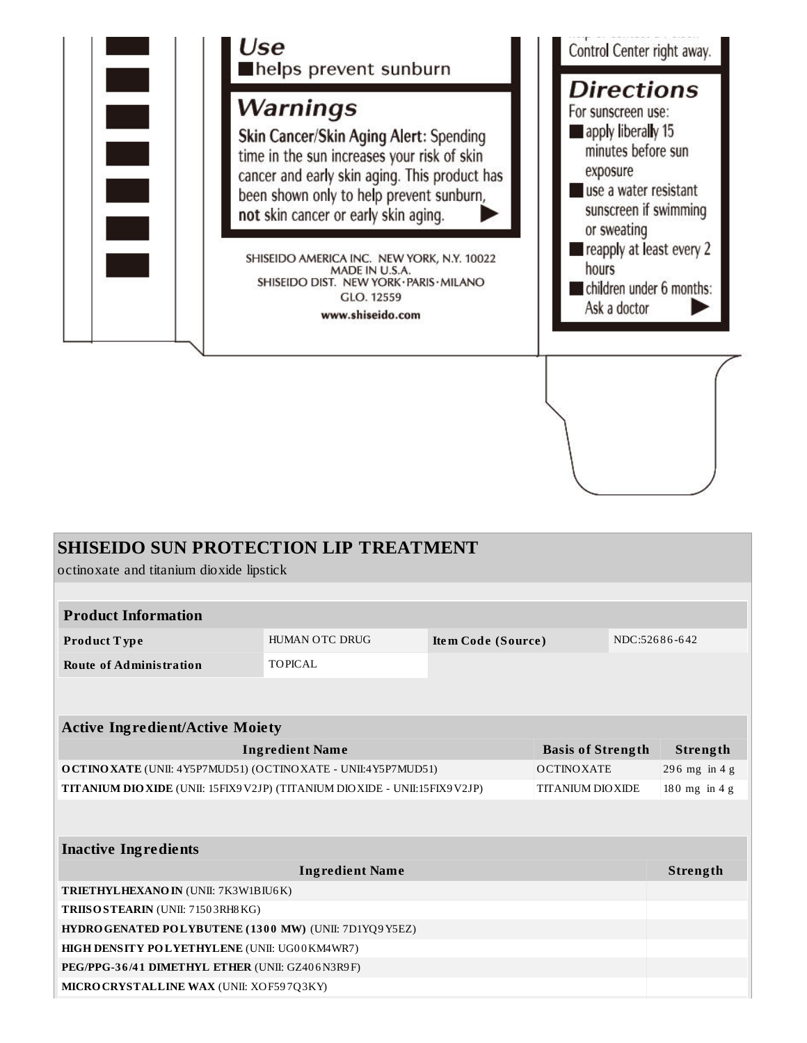## Use

- helps prevent sunburn

## Warnings

**Skin Cancer/Skin Aging Alert**: Spending time in the sun increases your risk of skin cancer and early skin aging. This product has been shown only to help prevent sunburn, **not** skin cancer or early skin aging. ▶

SHISEIDO AMERICA INC. NEW YORK, N.Y. 10022
MADE IN U.S.A.
SHISEIDO DIST. NEW YORK·PARIS·MILANO
GLO. 12559
**www.shiseido.com**

Control Center right away.

## Directions

For sunscreen use:

- apply liberally 15 minutes before sun exposure
- use a water resistant sunscreen if swimming or sweating
- reapply at least every 2 hours
- children under 6 months: Ask a doctor ▶

# SHISEIDO SUN PROTECTION LIP TREATMENT

octinoxate and titanium dioxide lipstick

| Product Information | | | |
|---|---|---|---|
| **Product Type** | HUMAN OTC DRUG | **Item Code (Source)** | NDC:52686-642 |
| **Route of Administration** | TOPICAL | | |

| Active Ingredient/Active Moiety | | |
|---|---|---|
| **Ingredient Name** | **Basis of Strength** | **Strength** |
| **OCTINOXATE** (UNII: 4Y5P7MUD51) (OCTINOXATE - UNII:4Y5P7MUD51) | OCTINOXATE | 296 mg in 4 g |
| **TITANIUM DIOXIDE** (UNII: 15FIX9V2JP) (TITANIUM DIOXIDE - UNII:15FIX9V2JP) | TITANIUM DIOXIDE | 180 mg in 4 g |

| Inactive Ingredients | |
|---|---|
| **Ingredient Name** | **Strength** |
| **TRIETHYLHEXANOIN** (UNII: 7K3W1BIU6K) | |
| **TRIISOSTEARIN** (UNII: 71503RH8KG) | |
| **HYDROGENATED POLYBUTENE (1300 MW)** (UNII: 7D1YQ9Y5EZ) | |
| **HIGH DENSITY POLYETHYLENE** (UNII: UG00KM4WR7) | |
| **PEG/PPG-36/41 DIMETHYL ETHER** (UNII: GZ406N3R9F) | |
| **MICROCRYSTALLINE WAX** (UNII: XOF597Q3KY) | |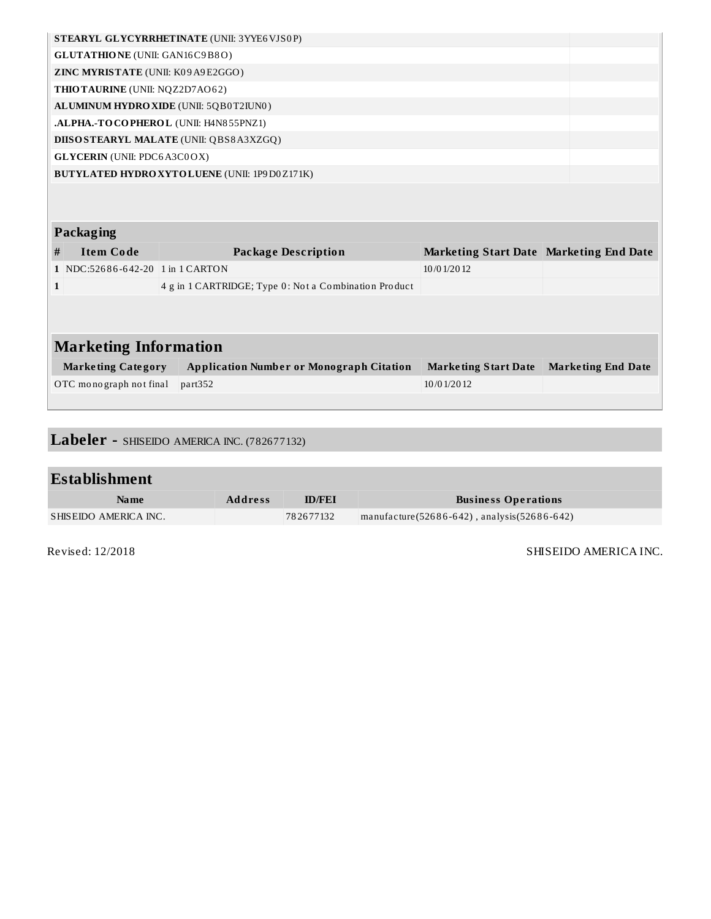| | |
|---|---|
| **STEARYL GLYCYRRHETINATE** (UNII: 3YYE6VJS0P) | |
| **GLUTATHIONE** (UNII: GAN16C9B8O) | |
| **ZINC MYRISTATE** (UNII: K09A9E2GGO) | |
| **THIOTAURINE** (UNII: NQZ2D7AO62) | |
| **ALUMINUM HYDROXIDE** (UNII: 5QB0T2IUN0) | |
| **.ALPHA.-TOCOPHEROL** (UNII: H4N855PNZ1) | |
| **DIISOSTEARYL MALATE** (UNII: QBS8A3XZGQ) | |
| **GLYCERIN** (UNII: PDC6A3C0OX) | |
| **BUTYLATED HYDROXYTOLUENE** (UNII: 1P9D0Z171K) | |

## Packaging

| # | Item Code | Package Description | Marketing Start Date | Marketing End Date |
|---|---|---|---|---|
| 1 | NDC:52686-642-20 | 1 in 1 CARTON | 10/01/2012 | |
| 1 | | 4 g in 1 CARTRIDGE; Type 0: Not a Combination Product | | |

## Marketing Information

| Marketing Category | Application Number or Monograph Citation | Marketing Start Date | Marketing End Date |
|---|---|---|---|
| OTC monograph not final | part352 | 10/01/2012 | |

## Labeler - SHISEIDO AMERICA INC. (782677132)

## Establishment

| Name | Address | ID/FEI | Business Operations |
|---|---|---|---|
| SHISEIDO AMERICA INC. | | 782677132 | manufacture(52686-642) , analysis(52686-642) |

Revised: 12/2018

SHISEIDO AMERICA INC.